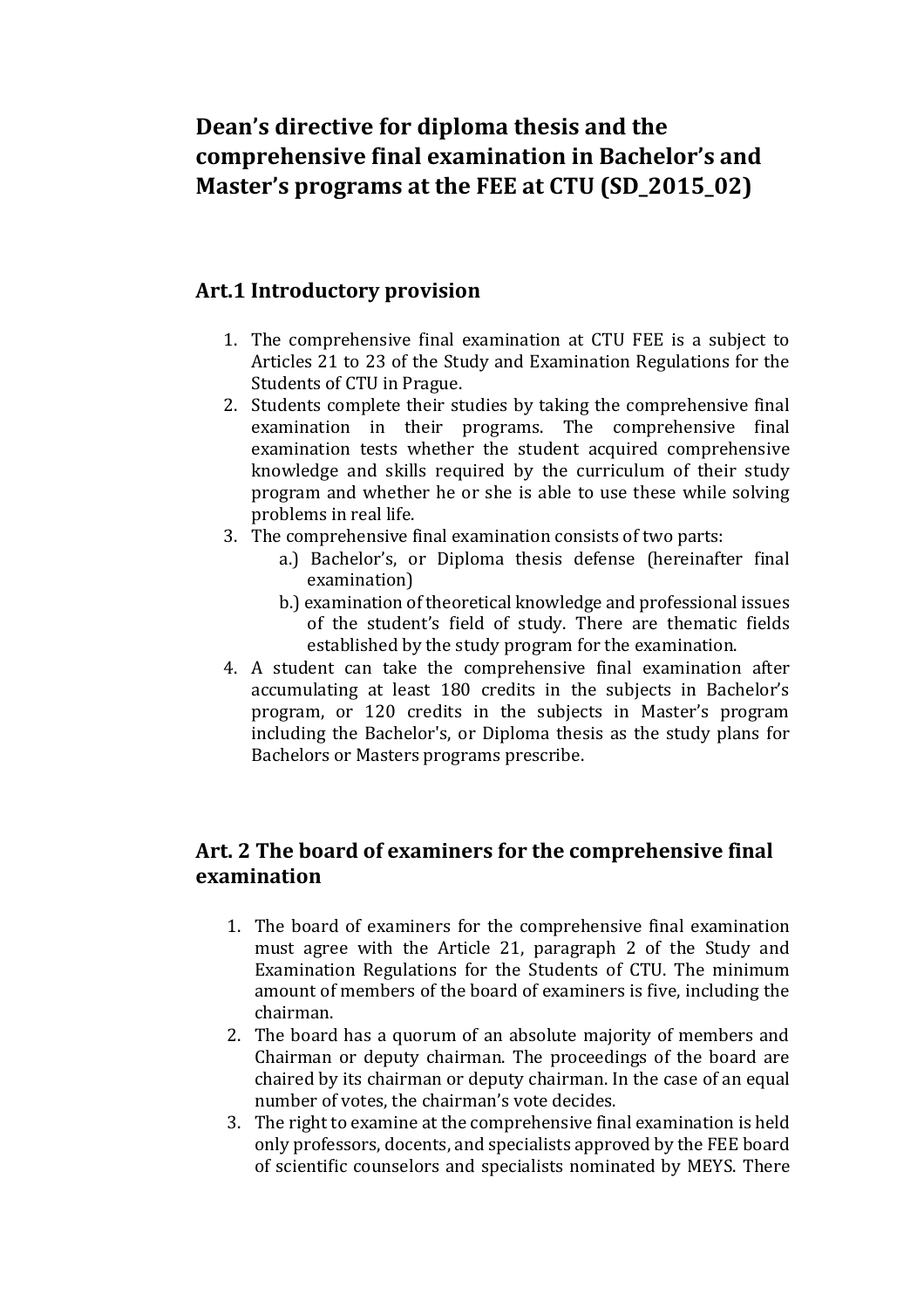# Dean's directive for diploma thesis and the comprehensive final examination in Bachelor's and Master's programs at the FEE at CTU (SD_2015_02)

## Art.1 Introductory provision

1. The comprehensive final examination at CTU FEE is a subject to Articles 21 to 23 of the Study and Examination Regulations for the Students of CTU in Prague.
2. Students complete their studies by taking the comprehensive final examination in their programs. The comprehensive final examination tests whether the student acquired comprehensive knowledge and skills required by the curriculum of their study program and whether he or she is able to use these while solving problems in real life.
3. The comprehensive final examination consists of two parts:
   a.) Bachelor's, or Diploma thesis defense (hereinafter final examination)
   b.) examination of theoretical knowledge and professional issues of the student's field of study. There are thematic fields established by the study program for the examination.
4. A student can take the comprehensive final examination after accumulating at least 180 credits in the subjects in Bachelor's program, or 120 credits in the subjects in Master's program including the Bachelor's, or Diploma thesis as the study plans for Bachelors or Masters programs prescribe.

## Art. 2 The board of examiners for the comprehensive final examination

1. The board of examiners for the comprehensive final examination must agree with the Article 21, paragraph 2 of the Study and Examination Regulations for the Students of CTU. The minimum amount of members of the board of examiners is five, including the chairman.
2. The board has a quorum of an absolute majority of members and Chairman or deputy chairman. The proceedings of the board are chaired by its chairman or deputy chairman. In the case of an equal number of votes, the chairman's vote decides.
3. The right to examine at the comprehensive final examination is held only professors, docents, and specialists approved by the FEE board of scientific counselors and specialists nominated by MEYS. There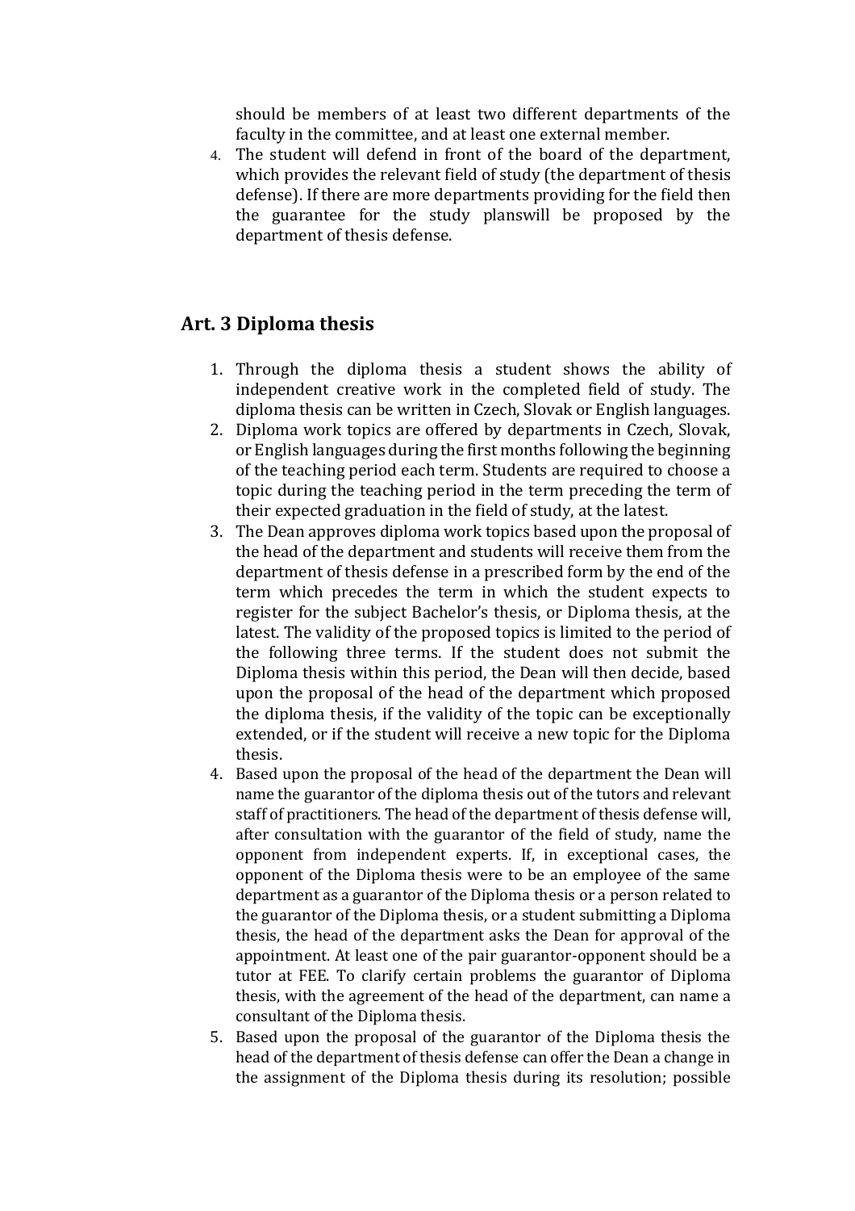should be members of at least two different departments of the faculty in the committee, and at least one external member.

4. The student will defend in front of the board of the department, which provides the relevant field of study (the department of thesis defense). If there are more departments providing for the field then the guarantee for the study planswill be proposed by the department of thesis defense.

## Art. 3 Diploma thesis

1. Through the diploma thesis a student shows the ability of independent creative work in the completed field of study. The diploma thesis can be written in Czech, Slovak or English languages.
2. Diploma work topics are offered by departments in Czech, Slovak, or English languages during the first months following the beginning of the teaching period each term. Students are required to choose a topic during the teaching period in the term preceding the term of their expected graduation in the field of study, at the latest.
3. The Dean approves diploma work topics based upon the proposal of the head of the department and students will receive them from the department of thesis defense in a prescribed form by the end of the term which precedes the term in which the student expects to register for the subject Bachelor's thesis, or Diploma thesis, at the latest. The validity of the proposed topics is limited to the period of the following three terms. If the student does not submit the Diploma thesis within this period, the Dean will then decide, based upon the proposal of the head of the department which proposed the diploma thesis, if the validity of the topic can be exceptionally extended, or if the student will receive a new topic for the Diploma thesis.
4. Based upon the proposal of the head of the department the Dean will name the guarantor of the diploma thesis out of the tutors and relevant staff of practitioners. The head of the department of thesis defense will, after consultation with the guarantor of the field of study, name the opponent from independent experts. If, in exceptional cases, the opponent of the Diploma thesis were to be an employee of the same department as a guarantor of the Diploma thesis or a person related to the guarantor of the Diploma thesis, or a student submitting a Diploma thesis, the head of the department asks the Dean for approval of the appointment. At least one of the pair guarantor-opponent should be a tutor at FEE. To clarify certain problems the guarantor of Diploma thesis, with the agreement of the head of the department, can name a consultant of the Diploma thesis.
5. Based upon the proposal of the guarantor of the Diploma thesis the head of the department of thesis defense can offer the Dean a change in the assignment of the Diploma thesis during its resolution; possible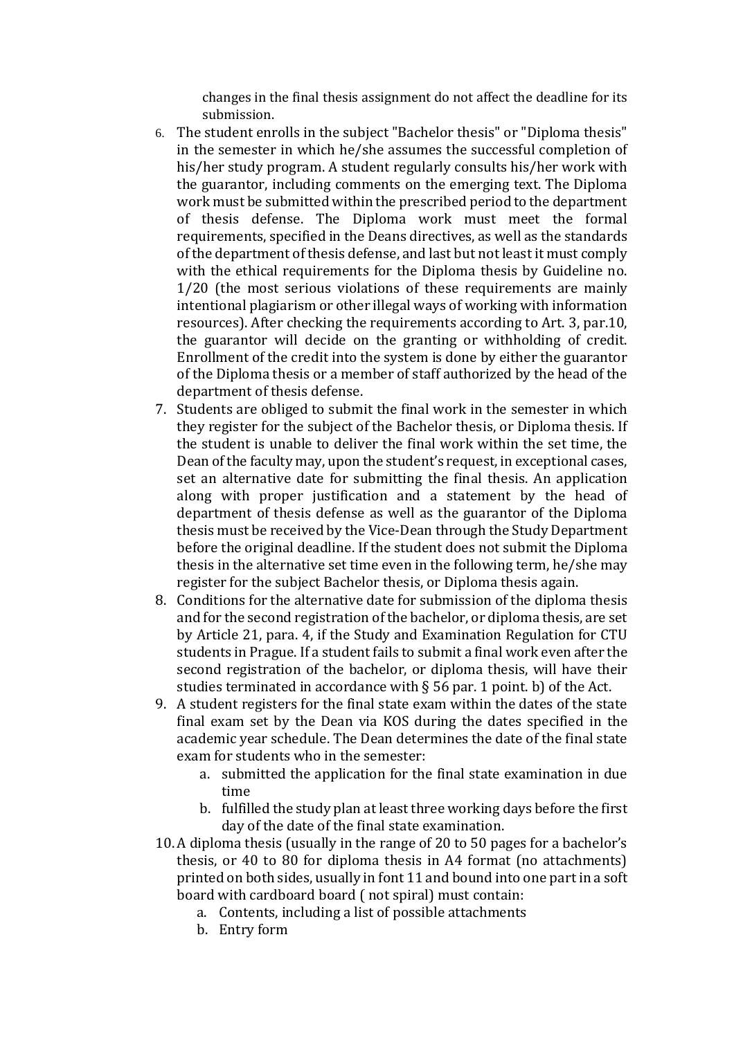changes in the final thesis assignment do not affect the deadline for its submission.

6. The student enrolls in the subject "Bachelor thesis" or "Diploma thesis" in the semester in which he/she assumes the successful completion of his/her study program. A student regularly consults his/her work with the guarantor, including comments on the emerging text. The Diploma work must be submitted within the prescribed period to the department of thesis defense. The Diploma work must meet the formal requirements, specified in the Deans directives, as well as the standards of the department of thesis defense, and last but not least it must comply with the ethical requirements for the Diploma thesis by Guideline no. 1/20 (the most serious violations of these requirements are mainly intentional plagiarism or other illegal ways of working with information resources). After checking the requirements according to Art. 3, par.10, the guarantor will decide on the granting or withholding of credit. Enrollment of the credit into the system is done by either the guarantor of the Diploma thesis or a member of staff authorized by the head of the department of thesis defense.
7. Students are obliged to submit the final work in the semester in which they register for the subject of the Bachelor thesis, or Diploma thesis. If the student is unable to deliver the final work within the set time, the Dean of the faculty may, upon the student's request, in exceptional cases, set an alternative date for submitting the final thesis. An application along with proper justification and a statement by the head of department of thesis defense as well as the guarantor of the Diploma thesis must be received by the Vice-Dean through the Study Department before the original deadline. If the student does not submit the Diploma thesis in the alternative set time even in the following term, he/she may register for the subject Bachelor thesis, or Diploma thesis again.
8. Conditions for the alternative date for submission of the diploma thesis and for the second registration of the bachelor, or diploma thesis, are set by Article 21, para. 4, if the Study and Examination Regulation for CTU students in Prague. If a student fails to submit a final work even after the second registration of the bachelor, or diploma thesis, will have their studies terminated in accordance with § 56 par. 1 point. b) of the Act.
9. A student registers for the final state exam within the dates of the state final exam set by the Dean via KOS during the dates specified in the academic year schedule. The Dean determines the date of the final state exam for students who in the semester:
   a. submitted the application for the final state examination in due time
   b. fulfilled the study plan at least three working days before the first day of the date of the final state examination.
10. A diploma thesis (usually in the range of 20 to 50 pages for a bachelor's thesis, or 40 to 80 for diploma thesis in A4 format (no attachments) printed on both sides, usually in font 11 and bound into one part in a soft board with cardboard board ( not spiral) must contain:
    a. Contents, including a list of possible attachments
    b. Entry form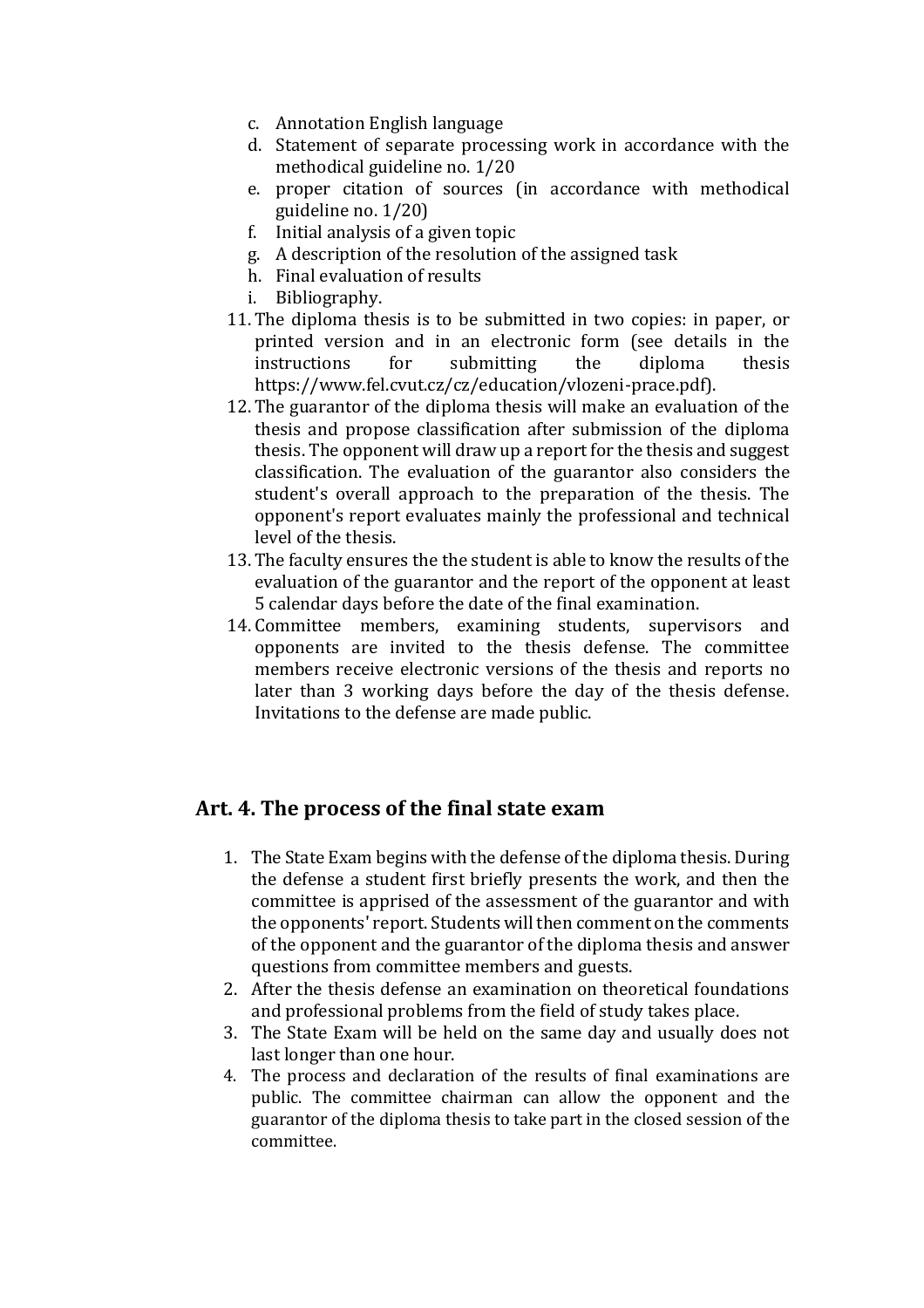c. Annotation English language
d. Statement of separate processing work in accordance with the methodical guideline no. 1/20
e. proper citation of sources (in accordance with methodical guideline no. 1/20)
f. Initial analysis of a given topic
g. A description of the resolution of the assigned task
h. Final evaluation of results
i. Bibliography.

11. The diploma thesis is to be submitted in two copies: in paper, or printed version and in an electronic form (see details in the instructions for submitting the diploma thesis https://www.fel.cvut.cz/cz/education/vlozeni-prace.pdf).
12. The guarantor of the diploma thesis will make an evaluation of the thesis and propose classification after submission of the diploma thesis. The opponent will draw up a report for the thesis and suggest classification. The evaluation of the guarantor also considers the student's overall approach to the preparation of the thesis. The opponent's report evaluates mainly the professional and technical level of the thesis.
13. The faculty ensures the the student is able to know the results of the evaluation of the guarantor and the report of the opponent at least 5 calendar days before the date of the final examination.
14. Committee members, examining students, supervisors and opponents are invited to the thesis defense. The committee members receive electronic versions of the thesis and reports no later than 3 working days before the day of the thesis defense. Invitations to the defense are made public.

## Art. 4. The process of the final state exam

1. The State Exam begins with the defense of the diploma thesis. During the defense a student first briefly presents the work, and then the committee is apprised of the assessment of the guarantor and with the opponents' report. Students will then comment on the comments of the opponent and the guarantor of the diploma thesis and answer questions from committee members and guests.
2. After the thesis defense an examination on theoretical foundations and professional problems from the field of study takes place.
3. The State Exam will be held on the same day and usually does not last longer than one hour.
4. The process and declaration of the results of final examinations are public. The committee chairman can allow the opponent and the guarantor of the diploma thesis to take part in the closed session of the committee.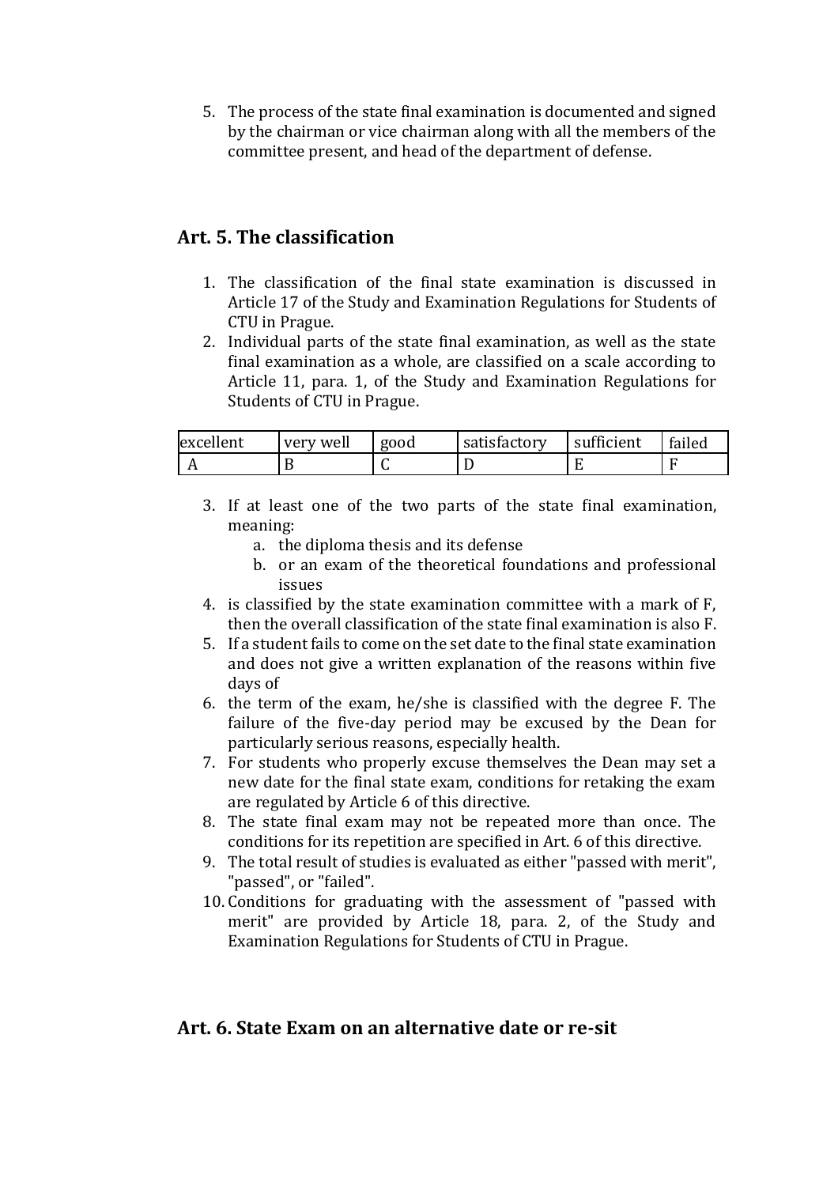5. The process of the state final examination is documented and signed by the chairman or vice chairman along with all the members of the committee present, and head of the department of defense.

## Art. 5. The classification

1. The classification of the final state examination is discussed in Article 17 of the Study and Examination Regulations for Students of CTU in Prague.
2. Individual parts of the state final examination, as well as the state final examination as a whole, are classified on a scale according to Article 11, para. 1, of the Study and Examination Regulations for Students of CTU in Prague.

| excellent | very well | good | satisfactory | sufficient | failed |
|---|---|---|---|---|---|
| A | B | C | D | E | F |

3. If at least one of the two parts of the state final examination, meaning:
    a. the diploma thesis and its defense
    b. or an exam of the theoretical foundations and professional issues
4. is classified by the state examination committee with a mark of F, then the overall classification of the state final examination is also F.
5. If a student fails to come on the set date to the final state examination and does not give a written explanation of the reasons within five days of
6. the term of the exam, he/she is classified with the degree F. The failure of the five-day period may be excused by the Dean for particularly serious reasons, especially health.
7. For students who properly excuse themselves the Dean may set a new date for the final state exam, conditions for retaking the exam are regulated by Article 6 of this directive.
8. The state final exam may not be repeated more than once. The conditions for its repetition are specified in Art. 6 of this directive.
9. The total result of studies is evaluated as either "passed with merit", "passed", or "failed".
10. Conditions for graduating with the assessment of "passed with merit" are provided by Article 18, para. 2, of the Study and Examination Regulations for Students of CTU in Prague.

## Art. 6. State Exam on an alternative date or re-sit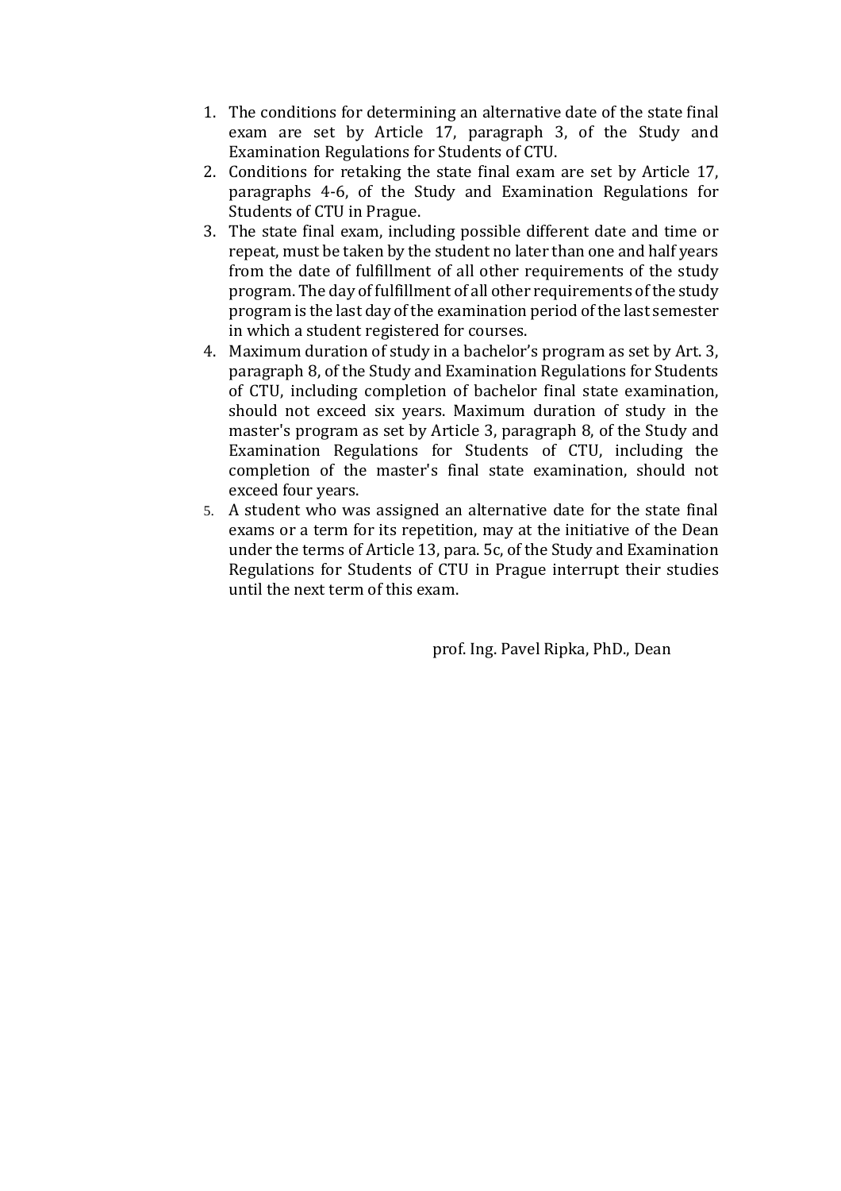1. The conditions for determining an alternative date of the state final exam are set by Article 17, paragraph 3, of the Study and Examination Regulations for Students of CTU.
2. Conditions for retaking the state final exam are set by Article 17, paragraphs 4-6, of the Study and Examination Regulations for Students of CTU in Prague.
3. The state final exam, including possible different date and time or repeat, must be taken by the student no later than one and half years from the date of fulfillment of all other requirements of the study program. The day of fulfillment of all other requirements of the study program is the last day of the examination period of the last semester in which a student registered for courses.
4. Maximum duration of study in a bachelor's program as set by Art. 3, paragraph 8, of the Study and Examination Regulations for Students of CTU, including completion of bachelor final state examination, should not exceed six years. Maximum duration of study in the master's program as set by Article 3, paragraph 8, of the Study and Examination Regulations for Students of CTU, including the completion of the master's final state examination, should not exceed four years.
5. A student who was assigned an alternative date for the state final exams or a term for its repetition, may at the initiative of the Dean under the terms of Article 13, para. 5c, of the Study and Examination Regulations for Students of CTU in Prague interrupt their studies until the next term of this exam.

prof. Ing. Pavel Ripka, PhD., Dean